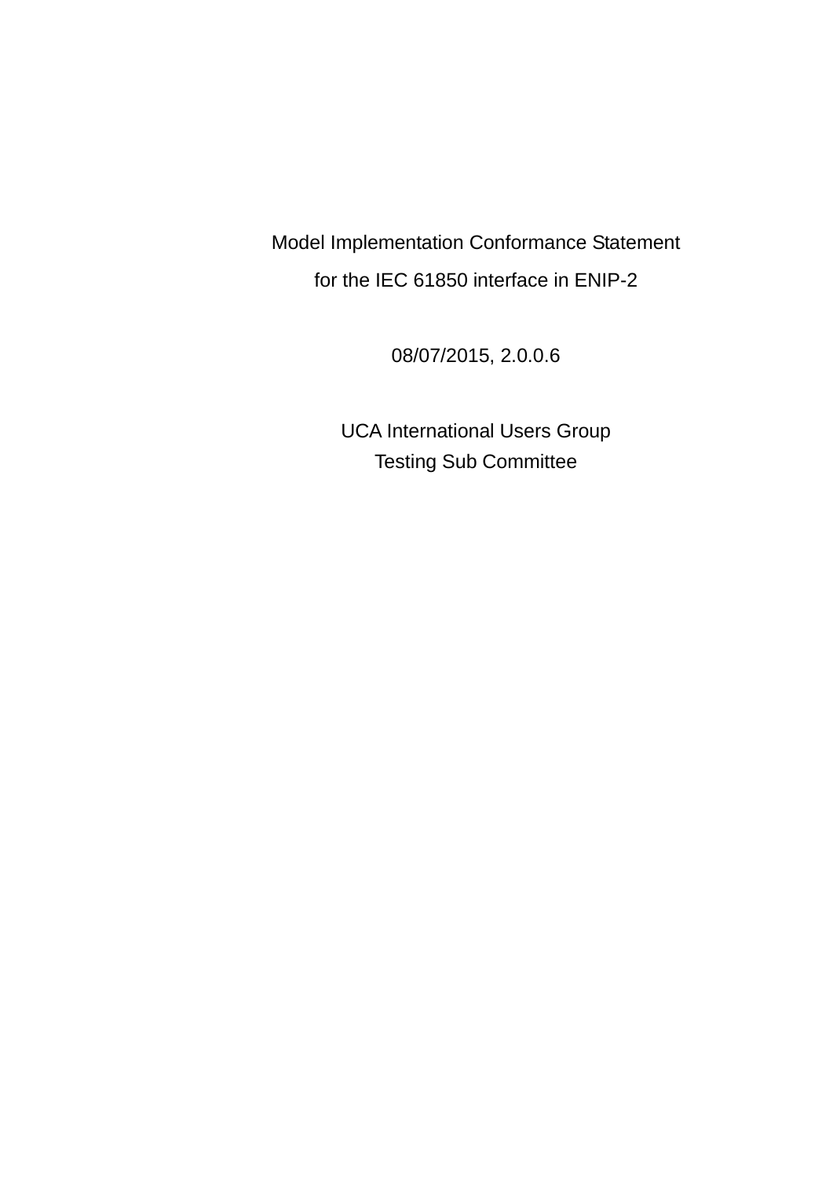# Model Implementation Conformance Statement

## for the IEC 61850 interface in ENIP-2

08/07/2015, 2.0.0.6

UCA International Users Group

Testing Sub Committee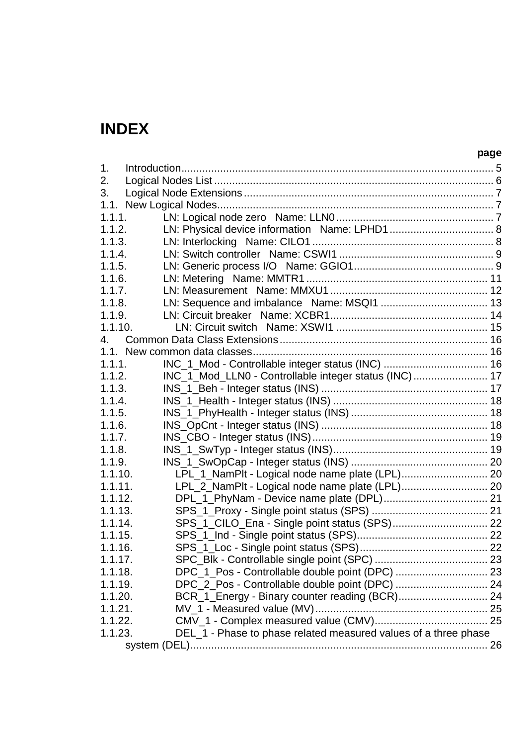# INDEX

**page**

1. Introduction........................................................................................................ 5
2. Logical Nodes List ............................................................................................. 6
3. Logical Node Extensions.................................................................................... 7

1.1. New Logical Nodes............................................................................................ 7
1.1.1. LN: Logical node zero Name: LLN0..................................................... 7
1.1.2. LN: Physical device information Name: LPHD1.................................. 8
1.1.3. LN: Interlocking Name: CILO1............................................................ 8
1.1.4. LN: Switch controller Name: CSWI1.................................................... 9
1.1.5. LN: Generic process I/O Name: GGIO1.............................................. 9
1.1.6. LN: Metering Name: MMTR1............................................................ 11
1.1.7. LN: Measurement Name: MMXU1..................................................... 12
1.1.8. LN: Sequence and imbalance Name: MSQI1.................................... 13
1.1.9. LN: Circuit breaker Name: XCBR1..................................................... 14
1.1.10. LN: Circuit switch Name: XSWI1.................................................. 15

4. Common Data Class Extensions...................................................................... 16

1.1. New common data classes.............................................................................. 16
1.1.1. INC_1_Mod - Controllable integer status (INC)................................... 16
1.1.2. INC_1_Mod_LLN0 - Controllable integer status (INC)......................... 17
1.1.3. INS_1_Beh - Integer status (INS)........................................................ 17
1.1.4. INS_1_Health - Integer status (INS).................................................... 18
1.1.5. INS_1_PhyHealth - Integer status (INS).............................................. 18
1.1.6. INS_OpCnt - Integer status (INS)....................................................... 18
1.1.7. INS_CBO - Integer status (INS)........................................................... 19
1.1.8. INS_1_SwTyp - Integer status (INS).................................................... 19
1.1.9. INS_1_SwOpCap - Integer status (INS).............................................. 20
1.1.10. LPL_1_NamPlt - Logical node name plate (LPL)............................. 20
1.1.11. LPL_2_NamPlt - Logical node name plate (LPL)............................. 20
1.1.12. DPL_1_PhyNam - Device name plate (DPL)................................... 21
1.1.13. SPS_1_Proxy - Single point status (SPS)....................................... 21
1.1.14. SPS_1_CILO_Ena - Single point status (SPS)................................ 22
1.1.15. SPS_1_Ind - Single point status (SPS)............................................ 22
1.1.16. SPS_1_Loc - Single point status (SPS)........................................... 22
1.1.17. SPC_Blk - Controllable single point (SPC)...................................... 23
1.1.18. DPC_1_Pos - Controllable double point (DPC)............................... 23
1.1.19. DPC_2_Pos - Controllable double point (DPC)............................... 24
1.1.20. BCR_1_Energy - Binary counter reading (BCR).............................. 24
1.1.21. MV_1 - Measured value (MV).......................................................... 25
1.1.22. CMV_1 - Complex measured value (CMV)...................................... 25
1.1.23. DEL_1 - Phase to phase related measured values of a three phase system (DEL).................................................................................................... 26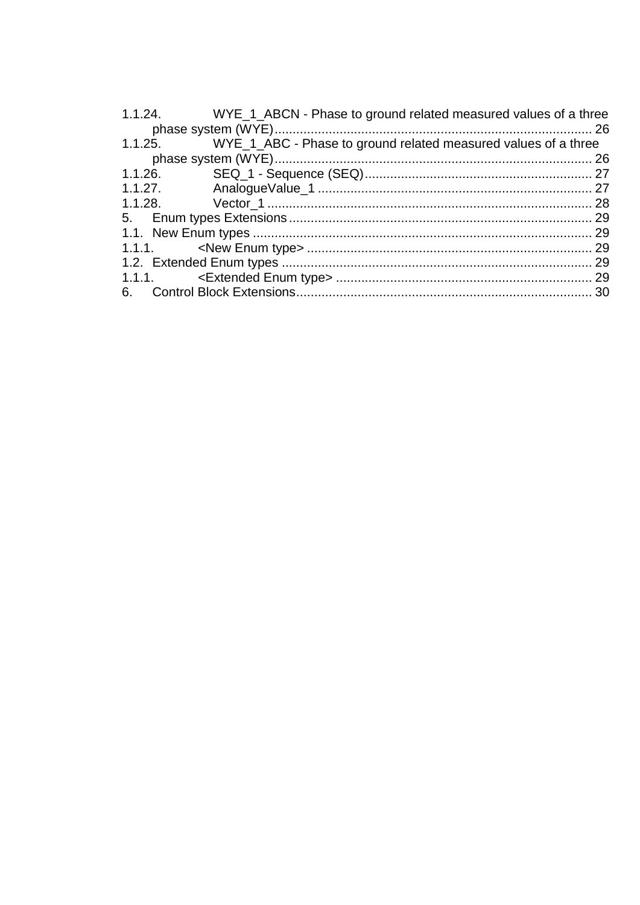1.1.24. WYE_1_ABCN - Phase to ground related measured values of a three phase system (WYE) ........................................................................................ 26
1.1.25. WYE_1_ABC - Phase to ground related measured values of a three phase system (WYE) ........................................................................................ 26
1.1.26. SEQ_1 - Sequence (SEQ) ............................................................... 27
1.1.27. AnalogueValue_1 ............................................................................ 27
1.1.28. Vector_1 .......................................................................................... 28
5. Enum types Extensions .................................................................................... 29
1.1. New Enum types ............................................................................................. 29
1.1.1. <New Enum type> ............................................................................... 29
1.2. Extended Enum types ..................................................................................... 29
1.1.1. <Extended Enum type> ....................................................................... 29
6. Control Block Extensions .................................................................................. 30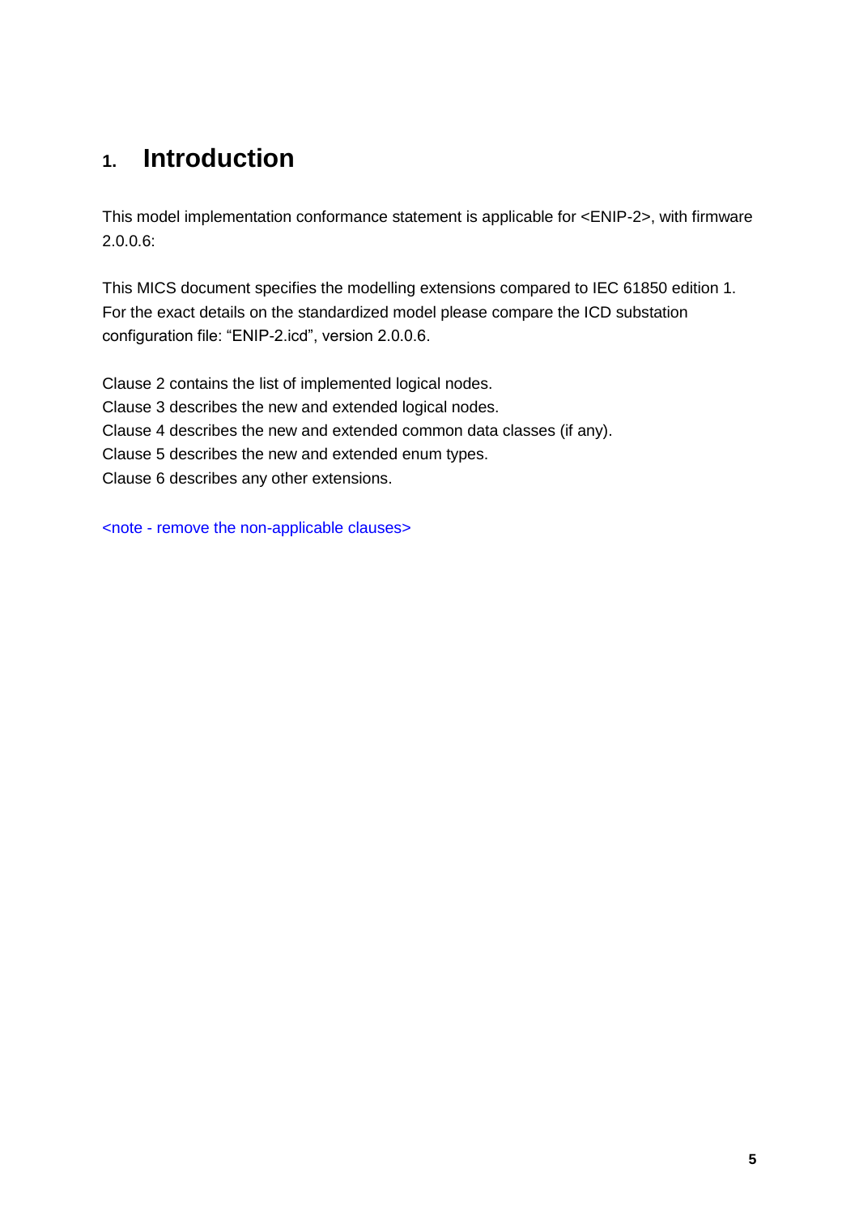# 1. Introduction

This model implementation conformance statement is applicable for <ENIP-2>, with firmware 2.0.0.6:

This MICS document specifies the modelling extensions compared to IEC 61850 edition 1. For the exact details on the standardized model please compare the ICD substation configuration file: “ENIP-2.icd”, version 2.0.0.6.

Clause 2 contains the list of implemented logical nodes.
Clause 3 describes the new and extended logical nodes.
Clause 4 describes the new and extended common data classes (if any).
Clause 5 describes the new and extended enum types.
Clause 6 describes any other extensions.

<note - remove the non-applicable clauses>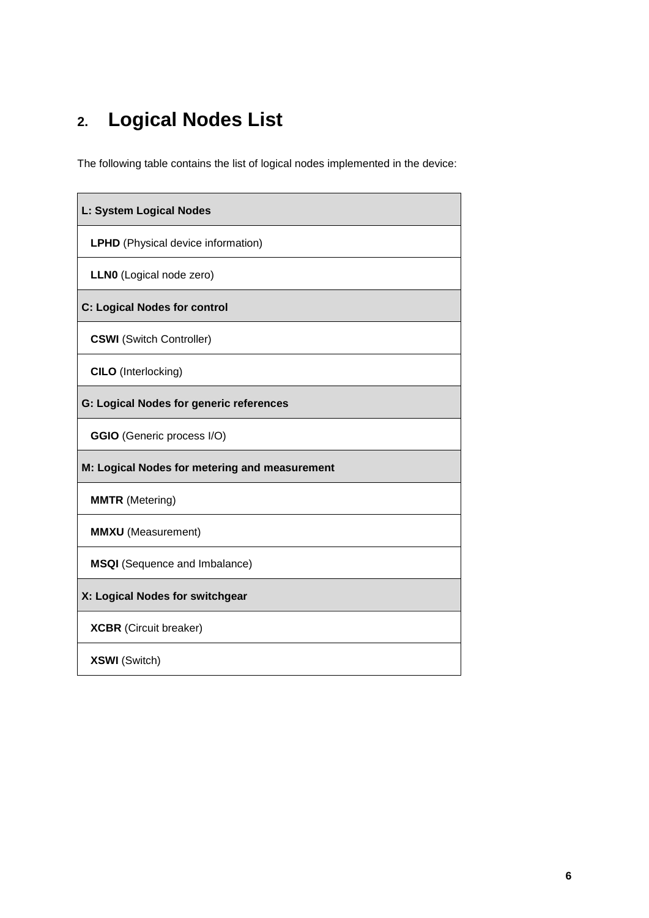## 2. Logical Nodes List

The following table contains the list of logical nodes implemented in the device:

| **L: System Logical Nodes** |
|---|
| **LPHD** (Physical device information) |
| **LLN0** (Logical node zero) |
| **C: Logical Nodes for control** |
| **CSWI** (Switch Controller) |
| **CILO** (Interlocking) |
| **G: Logical Nodes for generic references** |
| **GGIO** (Generic process I/O) |
| **M: Logical Nodes for metering and measurement** |
| **MMTR** (Metering) |
| **MMXU** (Measurement) |
| **MSQI** (Sequence and Imbalance) |
| **X: Logical Nodes for switchgear** |
| **XCBR** (Circuit breaker) |
| **XSWI** (Switch) |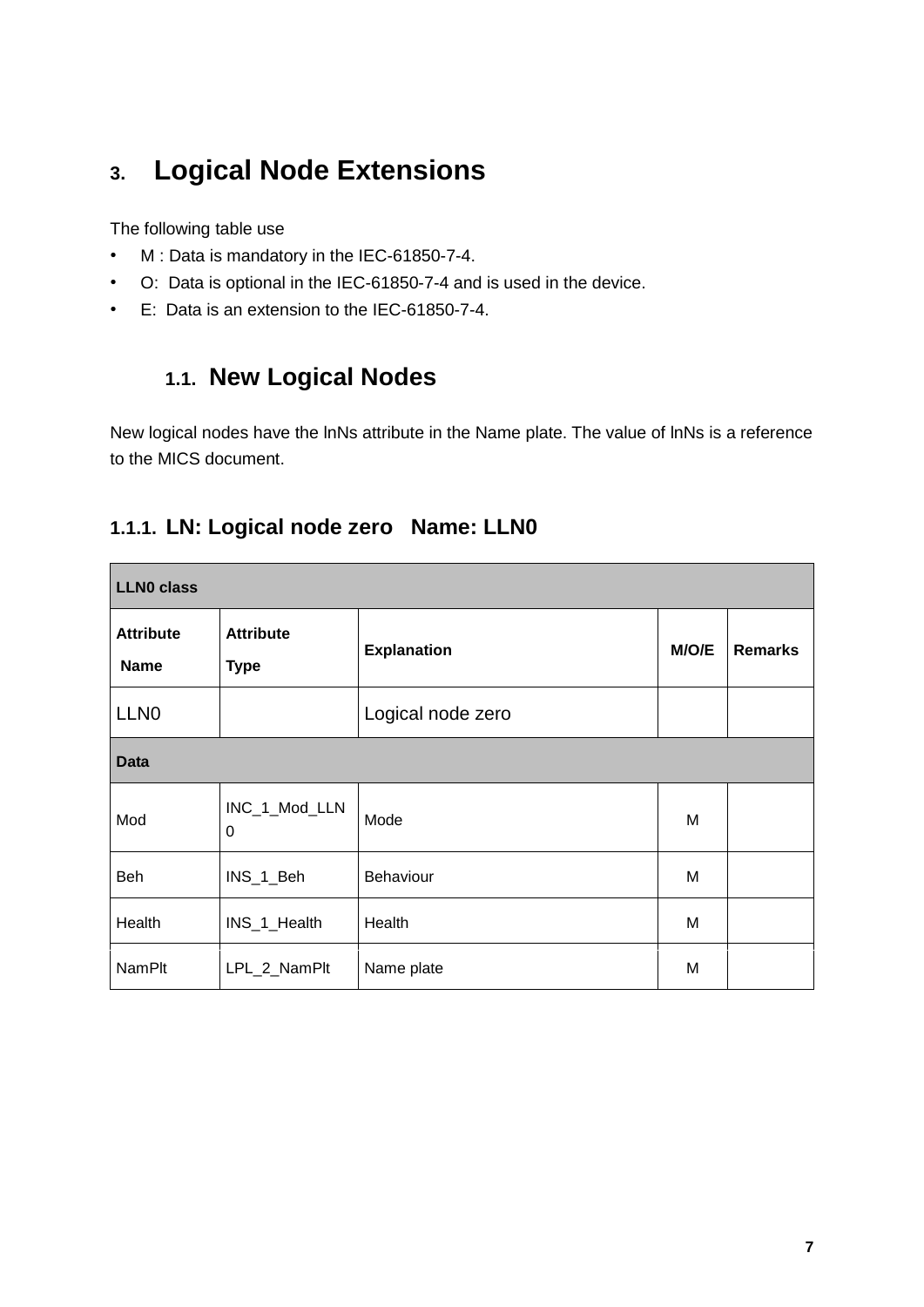# 3. Logical Node Extensions

The following table use

- M : Data is mandatory in the IEC-61850-7-4.
- O:  Data is optional in the IEC-61850-7-4 and is used in the device.
- E:  Data is an extension to the IEC-61850-7-4.

## 1.1. New Logical Nodes

New logical nodes have the lnNs attribute in the Name plate. The value of lnNs is a reference to the MICS document.

### 1.1.1. LN: Logical node zero   Name: LLN0

| LLN0 class | | | | |
|---|---|---|---|---|
| **Attribute Name** | **Attribute Type** | **Explanation** | **M/O/E** | **Remarks** |
| LLN0 | | Logical node zero | | |
| **Data** | | | | |
| Mod | INC_1_Mod_LLN0 | Mode | M | |
| Beh | INS_1_Beh | Behaviour | M | |
| Health | INS_1_Health | Health | M | |
| NamPlt | LPL_2_NamPlt | Name plate | M | |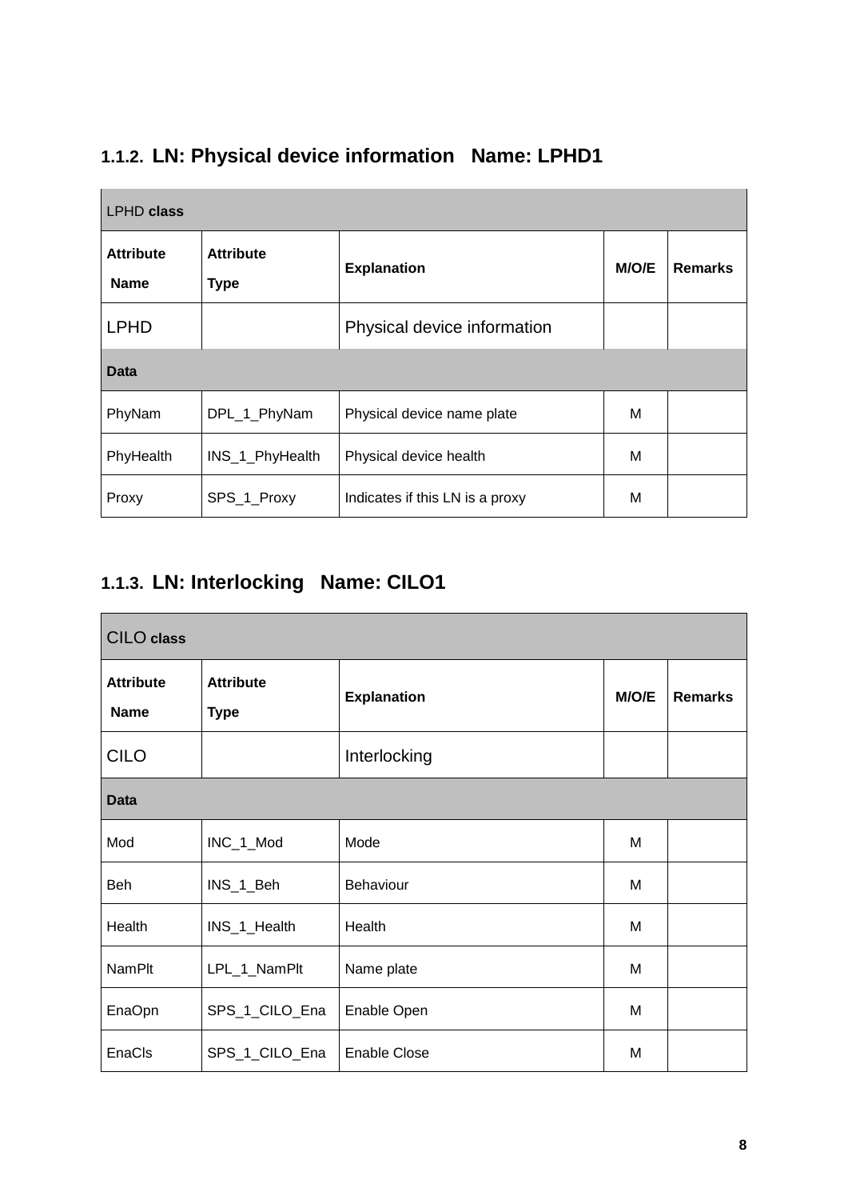### 1.1.2. LN: Physical device information   Name: LPHD1

| LPHD **class** | | | | |
|---|---|---|---|---|
| **Attribute Name** | **Attribute Type** | **Explanation** | **M/O/E** | **Remarks** |
| LPHD | | Physical device information | | |
| **Data** | | | | |
| PhyNam | DPL_1_PhyNam | Physical device name plate | M | |
| PhyHealth | INS_1_PhyHealth | Physical device health | M | |
| Proxy | SPS_1_Proxy | Indicates if this LN is a proxy | M | |

### 1.1.3. LN: Interlocking   Name: CILO1

| CILO **class** | | | | |
|---|---|---|---|---|
| **Attribute Name** | **Attribute Type** | **Explanation** | **M/O/E** | **Remarks** |
| CILO | | Interlocking | | |
| **Data** | | | | |
| Mod | INC_1_Mod | Mode | M | |
| Beh | INS_1_Beh | Behaviour | M | |
| Health | INS_1_Health | Health | M | |
| NamPlt | LPL_1_NamPlt | Name plate | M | |
| EnaOpn | SPS_1_CILO_Ena | Enable Open | M | |
| EnaCls | SPS_1_CILO_Ena | Enable Close | M | |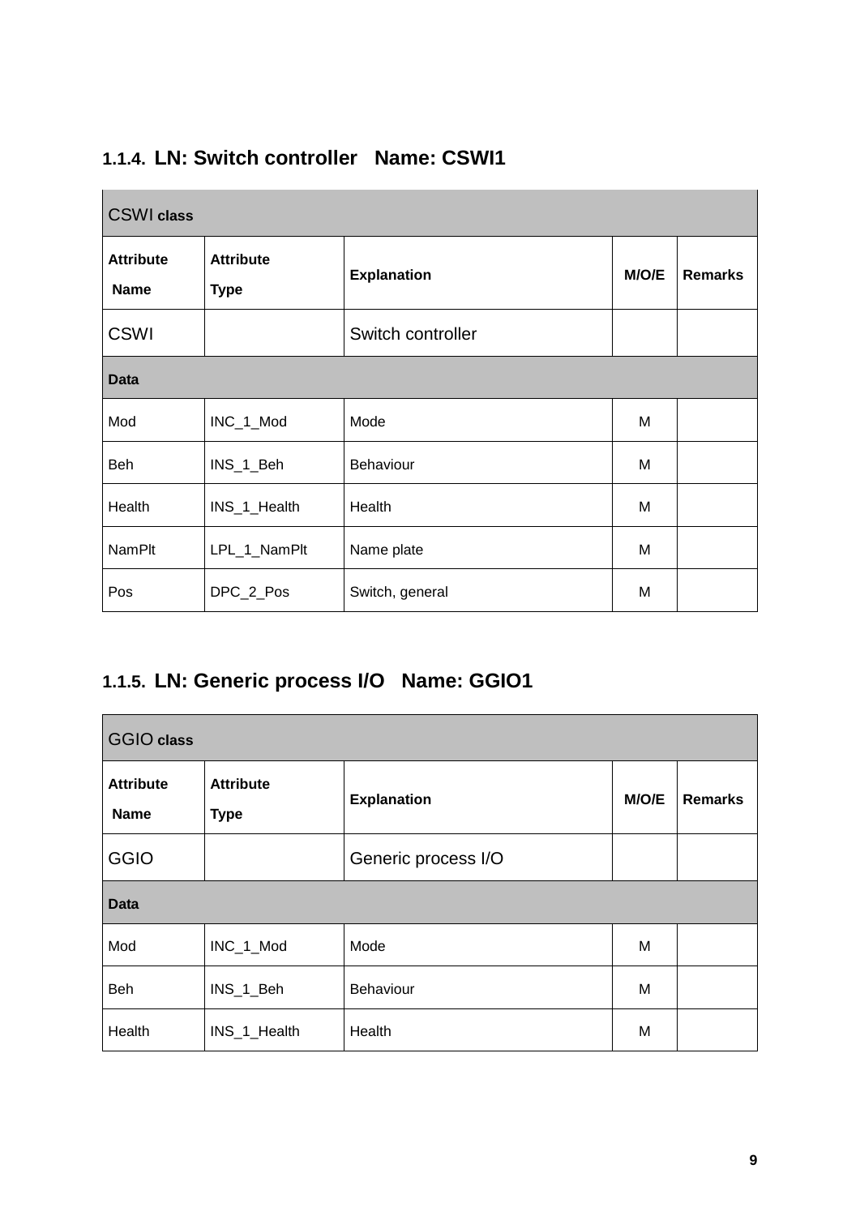### 1.1.4. LN: Switch controller   Name: CSWI1

| CSWI class | | | | |
|---|---|---|---|---|
| **Attribute Name** | **Attribute Type** | **Explanation** | **M/O/E** | **Remarks** |
| CSWI | | Switch controller | | |
| **Data** | | | | |
| Mod | INC_1_Mod | Mode | M | |
| Beh | INS_1_Beh | Behaviour | M | |
| Health | INS_1_Health | Health | M | |
| NamPlt | LPL_1_NamPlt | Name plate | M | |
| Pos | DPC_2_Pos | Switch, general | M | |

### 1.1.5. LN: Generic process I/O   Name: GGIO1

| GGIO class | | | | |
|---|---|---|---|---|
| **Attribute Name** | **Attribute Type** | **Explanation** | **M/O/E** | **Remarks** |
| GGIO | | Generic process I/O | | |
| **Data** | | | | |
| Mod | INC_1_Mod | Mode | M | |
| Beh | INS_1_Beh | Behaviour | M | |
| Health | INS_1_Health | Health | M | |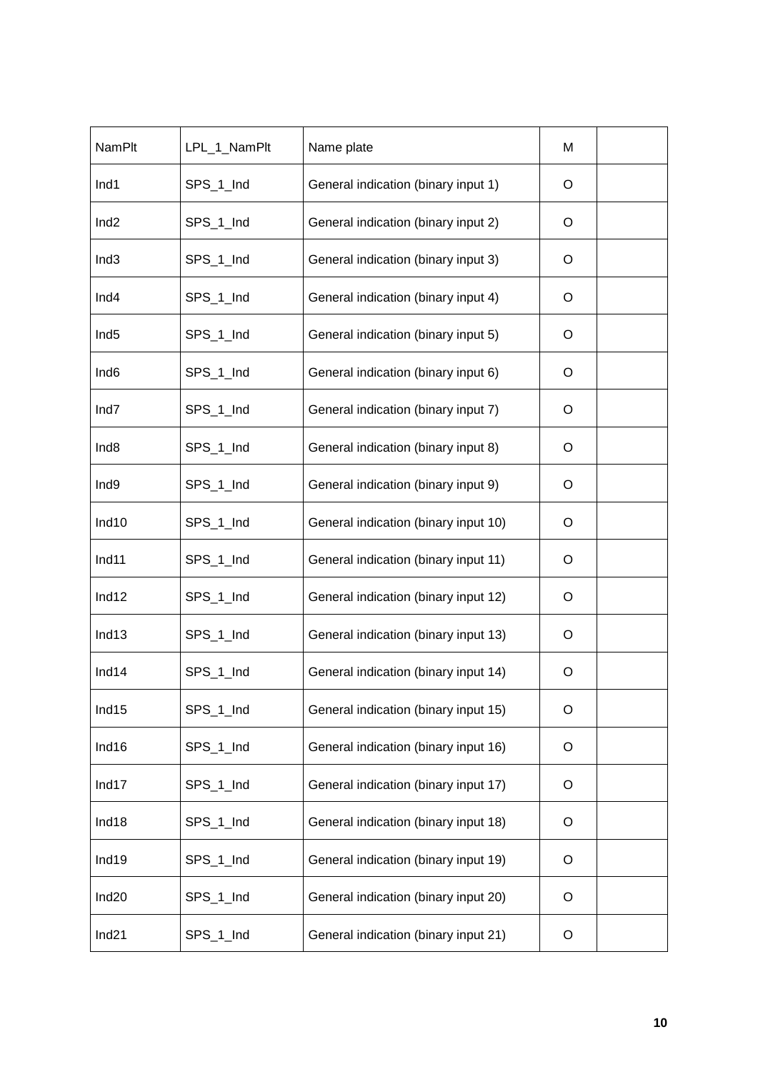| NamPlt | LPL_1_NamPlt | Name plate | M | |
|---|---|---|---|---|
| Ind1 | SPS_1_Ind | General indication (binary input 1) | O | |
| Ind2 | SPS_1_Ind | General indication (binary input 2) | O | |
| Ind3 | SPS_1_Ind | General indication (binary input 3) | O | |
| Ind4 | SPS_1_Ind | General indication (binary input 4) | O | |
| Ind5 | SPS_1_Ind | General indication (binary input 5) | O | |
| Ind6 | SPS_1_Ind | General indication (binary input 6) | O | |
| Ind7 | SPS_1_Ind | General indication (binary input 7) | O | |
| Ind8 | SPS_1_Ind | General indication (binary input 8) | O | |
| Ind9 | SPS_1_Ind | General indication (binary input 9) | O | |
| Ind10 | SPS_1_Ind | General indication (binary input 10) | O | |
| Ind11 | SPS_1_Ind | General indication (binary input 11) | O | |
| Ind12 | SPS_1_Ind | General indication (binary input 12) | O | |
| Ind13 | SPS_1_Ind | General indication (binary input 13) | O | |
| Ind14 | SPS_1_Ind | General indication (binary input 14) | O | |
| Ind15 | SPS_1_Ind | General indication (binary input 15) | O | |
| Ind16 | SPS_1_Ind | General indication (binary input 16) | O | |
| Ind17 | SPS_1_Ind | General indication (binary input 17) | O | |
| Ind18 | SPS_1_Ind | General indication (binary input 18) | O | |
| Ind19 | SPS_1_Ind | General indication (binary input 19) | O | |
| Ind20 | SPS_1_Ind | General indication (binary input 20) | O | |
| Ind21 | SPS_1_Ind | General indication (binary input 21) | O | |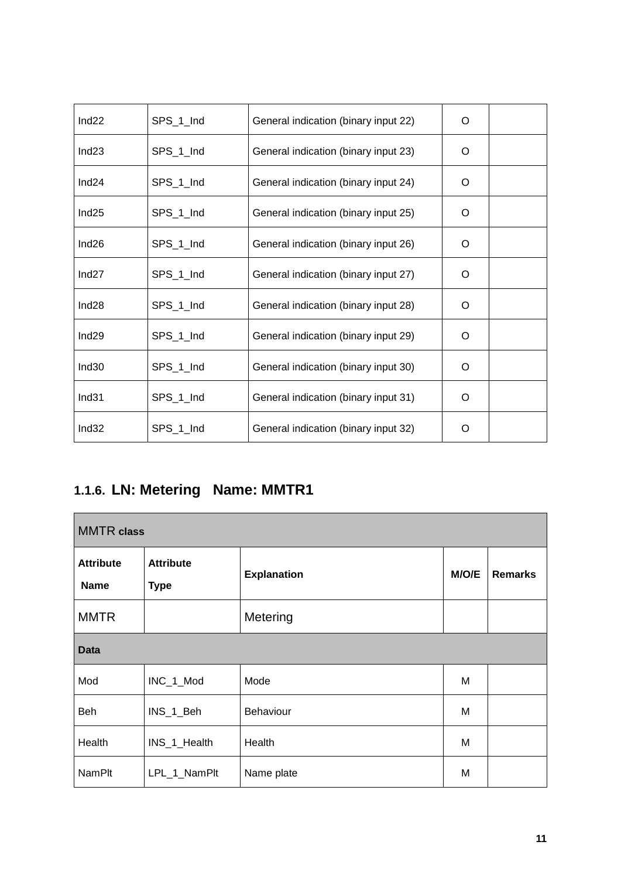| | | | | |
|---|---|---|---|---|
| Ind22 | SPS_1_Ind | General indication (binary input 22) | O | |
| Ind23 | SPS_1_Ind | General indication (binary input 23) | O | |
| Ind24 | SPS_1_Ind | General indication (binary input 24) | O | |
| Ind25 | SPS_1_Ind | General indication (binary input 25) | O | |
| Ind26 | SPS_1_Ind | General indication (binary input 26) | O | |
| Ind27 | SPS_1_Ind | General indication (binary input 27) | O | |
| Ind28 | SPS_1_Ind | General indication (binary input 28) | O | |
| Ind29 | SPS_1_Ind | General indication (binary input 29) | O | |
| Ind30 | SPS_1_Ind | General indication (binary input 30) | O | |
| Ind31 | SPS_1_Ind | General indication (binary input 31) | O | |
| Ind32 | SPS_1_Ind | General indication (binary input 32) | O | |

### 1.1.6. LN: Metering   Name: MMTR1

| MMTR **class** | | | | |
|---|---|---|---|---|
| **Attribute Name** | **Attribute Type** | **Explanation** | **M/O/E** | **Remarks** |
| MMTR | | Metering | | |
| **Data** | | | | |
| Mod | INC_1_Mod | Mode | M | |
| Beh | INS_1_Beh | Behaviour | M | |
| Health | INS_1_Health | Health | M | |
| NamPlt | LPL_1_NamPlt | Name plate | M | |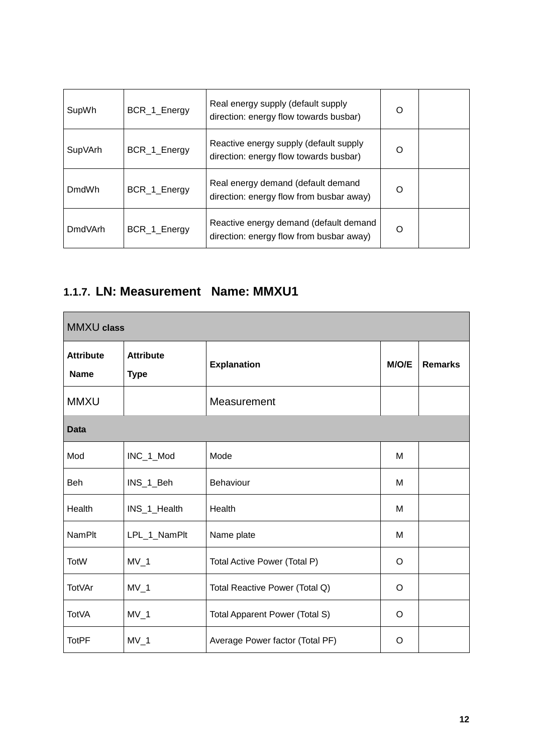| SupWh | BCR_1_Energy | Real energy supply (default supply direction: energy flow towards busbar) | O | |
|---|---|---|---|---|
| SupVArh | BCR_1_Energy | Reactive energy supply (default supply direction: energy flow towards busbar) | O | |
| DmdWh | BCR_1_Energy | Real energy demand (default demand direction: energy flow from busbar away) | O | |
| DmdVArh | BCR_1_Energy | Reactive energy demand (default demand direction: energy flow from busbar away) | O | |

### 1.1.7. LN: Measurement   Name: MMXU1

| MMXU **class** | | | | |
|---|---|---|---|---|
| **Attribute Name** | **Attribute Type** | **Explanation** | **M/O/E** | **Remarks** |
| MMXU | | Measurement | | |
| **Data** | | | | |
| Mod | INC_1_Mod | Mode | M | |
| Beh | INS_1_Beh | Behaviour | M | |
| Health | INS_1_Health | Health | M | |
| NamPlt | LPL_1_NamPlt | Name plate | M | |
| TotW | MV_1 | Total Active Power (Total P) | O | |
| TotVAr | MV_1 | Total Reactive Power (Total Q) | O | |
| TotVA | MV_1 | Total Apparent Power (Total S) | O | |
| TotPF | MV_1 | Average Power factor (Total PF) | O | |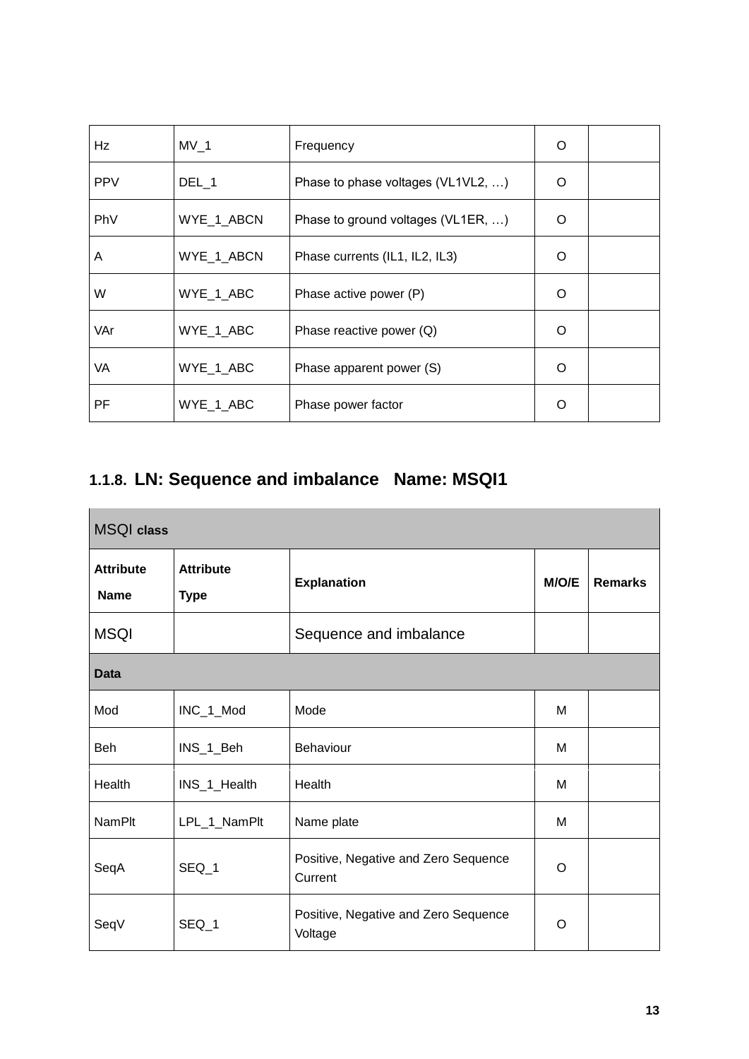| Hz | MV_1 | Frequency | O | |
|---|---|---|---|---|
| PPV | DEL_1 | Phase to phase voltages (VL1VL2, …) | O | |
| PhV | WYE_1_ABCN | Phase to ground voltages (VL1ER, …) | O | |
| A | WYE_1_ABCN | Phase currents (IL1, IL2, IL3) | O | |
| W | WYE_1_ABC | Phase active power (P) | O | |
| VAr | WYE_1_ABC | Phase reactive power (Q) | O | |
| VA | WYE_1_ABC | Phase apparent power (S) | O | |
| PF | WYE_1_ABC | Phase power factor | O | |

### 1.1.8. LN: Sequence and imbalance Name: MSQI1

| MSQI class | | | | |
|---|---|---|---|---|
| **Attribute Name** | **Attribute Type** | **Explanation** | **M/O/E** | **Remarks** |
| MSQI | | Sequence and imbalance | | |
| **Data** | | | | |
| Mod | INC_1_Mod | Mode | M | |
| Beh | INS_1_Beh | Behaviour | M | |
| Health | INS_1_Health | Health | M | |
| NamPlt | LPL_1_NamPlt | Name plate | M | |
| SeqA | SEQ_1 | Positive, Negative and Zero Sequence Current | O | |
| SeqV | SEQ_1 | Positive, Negative and Zero Sequence Voltage | O | |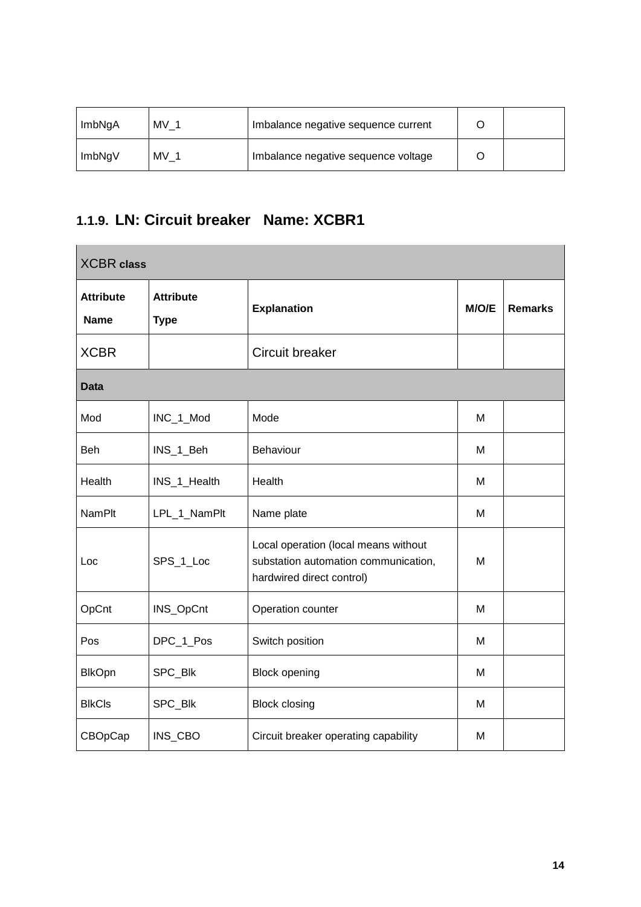| ImbNgA | MV_1 | Imbalance negative sequence current | O | |
|---|---|---|---|---|
| ImbNgV | MV_1 | Imbalance negative sequence voltage | O | |

### 1.1.9. LN: Circuit breaker   Name: XCBR1

| XCBR class | | | | |
|---|---|---|---|---|
| **Attribute Name** | **Attribute Type** | **Explanation** | **M/O/E** | **Remarks** |
| XCBR | | Circuit breaker | | |
| **Data** | | | | |
| Mod | INC_1_Mod | Mode | M | |
| Beh | INS_1_Beh | Behaviour | M | |
| Health | INS_1_Health | Health | M | |
| NamPlt | LPL_1_NamPlt | Name plate | M | |
| Loc | SPS_1_Loc | Local operation (local means without substation automation communication, hardwired direct control) | M | |
| OpCnt | INS_OpCnt | Operation counter | M | |
| Pos | DPC_1_Pos | Switch position | M | |
| BlkOpn | SPC_Blk | Block opening | M | |
| BlkCls | SPC_Blk | Block closing | M | |
| CBOpCap | INS_CBO | Circuit breaker operating capability | M | |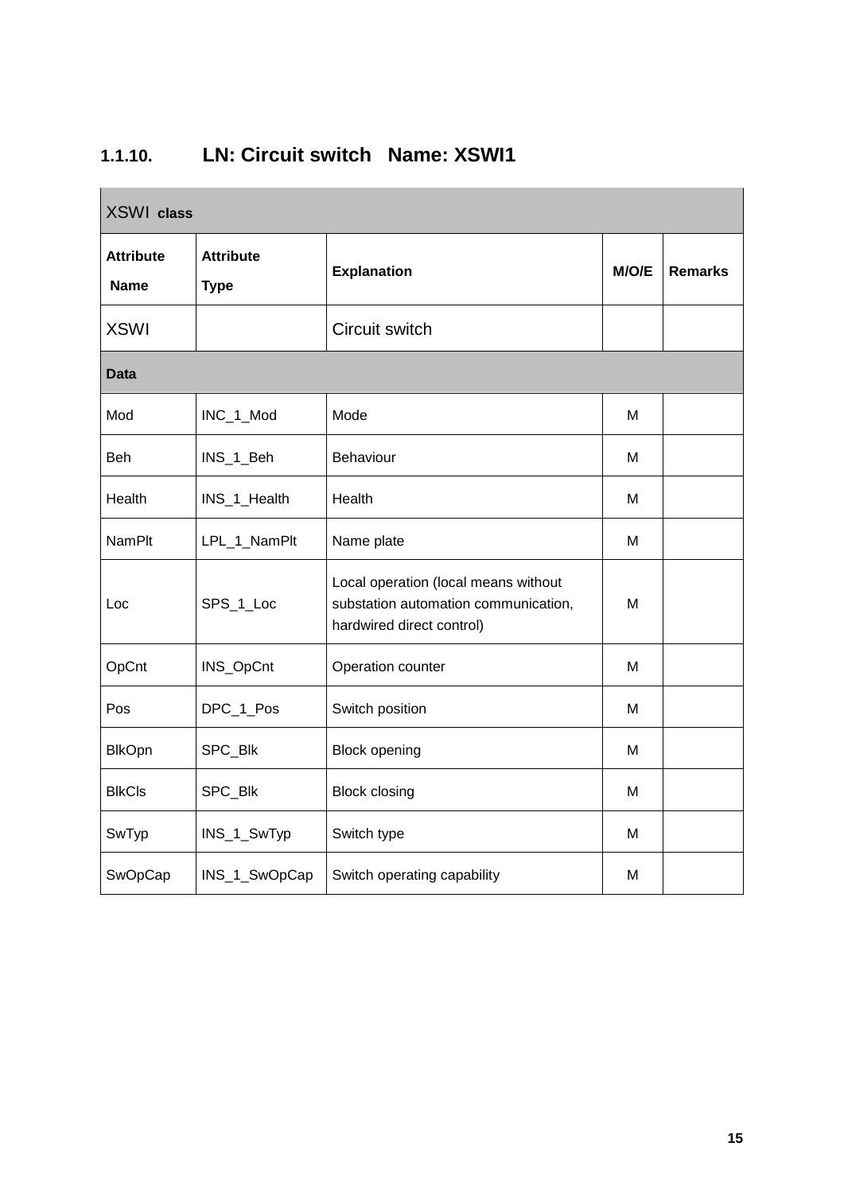### 1.1.10. LN: Circuit switch Name: XSWI1

| XSWI class | | | | |
|---|---|---|---|---|
| **Attribute Name** | **Attribute Type** | **Explanation** | **M/O/E** | **Remarks** |
| XSWI | | Circuit switch | | |
| **Data** | | | | |
| Mod | INC_1_Mod | Mode | M | |
| Beh | INS_1_Beh | Behaviour | M | |
| Health | INS_1_Health | Health | M | |
| NamPlt | LPL_1_NamPlt | Name plate | M | |
| Loc | SPS_1_Loc | Local operation (local means without substation automation communication, hardwired direct control) | M | |
| OpCnt | INS_OpCnt | Operation counter | M | |
| Pos | DPC_1_Pos | Switch position | M | |
| BlkOpn | SPC_Blk | Block opening | M | |
| BlkCls | SPC_Blk | Block closing | M | |
| SwTyp | INS_1_SwTyp | Switch type | M | |
| SwOpCap | INS_1_SwOpCap | Switch operating capability | M | |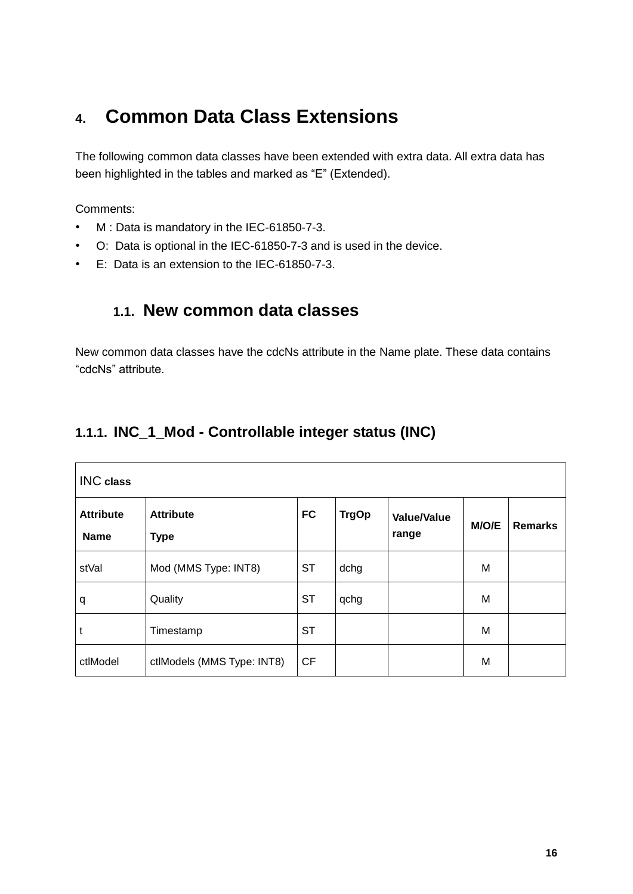# 4. Common Data Class Extensions

The following common data classes have been extended with extra data. All extra data has been highlighted in the tables and marked as “E” (Extended).

Comments:

- M : Data is mandatory in the IEC-61850-7-3.
- O:  Data is optional in the IEC-61850-7-3 and is used in the device.
- E:  Data is an extension to the IEC-61850-7-3.

## 1.1. New common data classes

New common data classes have the cdcNs attribute in the Name plate. These data contains “cdcNs” attribute.

### 1.1.1. INC_1_Mod - Controllable integer status (INC)

| INC **class** | | | | | | |
|---|---|---|---|---|---|---|
| **Attribute Name** | **Attribute Type** | **FC** | **TrgOp** | **Value/Value range** | **M/O/E** | **Remarks** |
| stVal | Mod (MMS Type: INT8) | ST | dchg | | M | |
| q | Quality | ST | qchg | | M | |
| t | Timestamp | ST | | | M | |
| ctlModel | ctlModels (MMS Type: INT8) | CF | | | M | |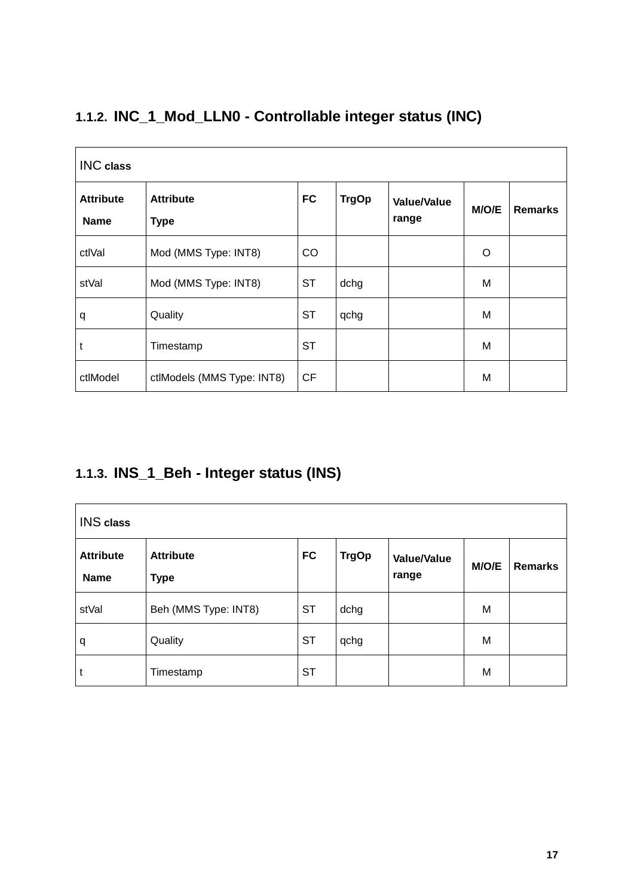### 1.1.2. INC_1_Mod_LLN0 - Controllable integer status (INC)

| INC **class** | | | | | | |
|---|---|---|---|---|---|---|
| **Attribute Name** | **Attribute Type** | **FC** | **TrgOp** | **Value/Value range** | **M/O/E** | **Remarks** |
| ctlVal | Mod (MMS Type: INT8) | CO | | | O | |
| stVal | Mod (MMS Type: INT8) | ST | dchg | | M | |
| q | Quality | ST | qchg | | M | |
| t | Timestamp | ST | | | M | |
| ctlModel | ctlModels (MMS Type: INT8) | CF | | | M | |

### 1.1.3. INS_1_Beh - Integer status (INS)

| INS **class** | | | | | | |
|---|---|---|---|---|---|---|
| **Attribute Name** | **Attribute Type** | **FC** | **TrgOp** | **Value/Value range** | **M/O/E** | **Remarks** |
| stVal | Beh (MMS Type: INT8) | ST | dchg | | M | |
| q | Quality | ST | qchg | | M | |
| t | Timestamp | ST | | | M | |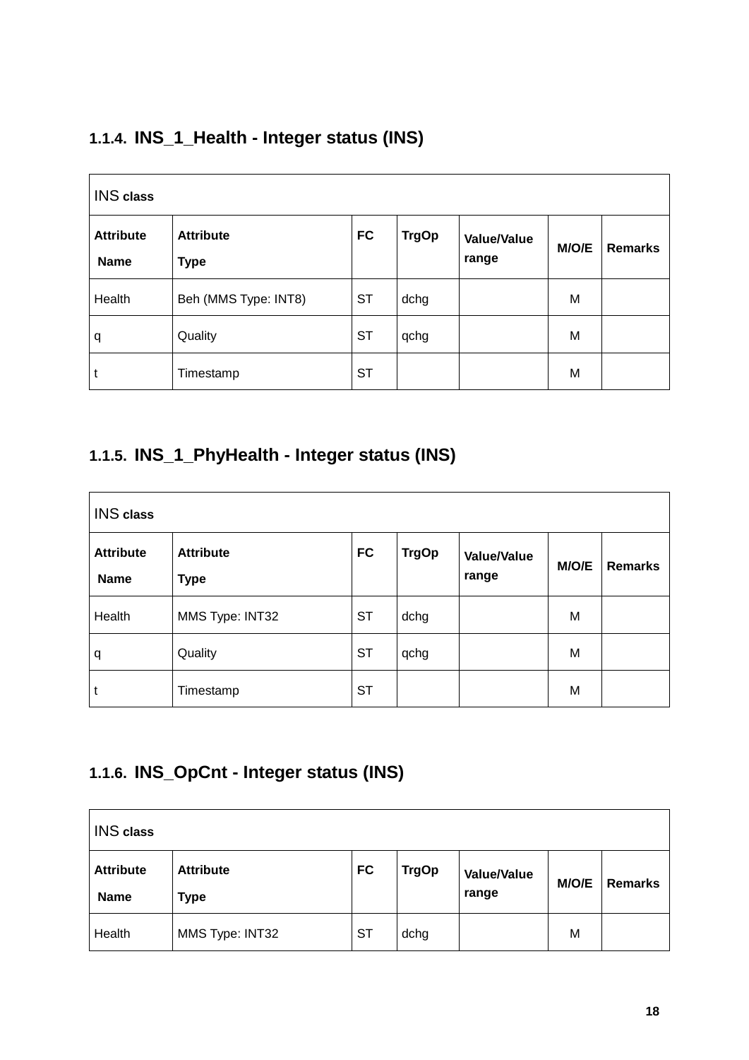### 1.1.4. INS_1_Health - Integer status (INS)

| INS class | | | | | | |
|---|---|---|---|---|---|---|
| **Attribute Name** | **Attribute Type** | **FC** | **TrgOp** | **Value/Value range** | **M/O/E** | **Remarks** |
| Health | Beh (MMS Type: INT8) | ST | dchg | | M | |
| q | Quality | ST | qchg | | M | |
| t | Timestamp | ST | | | M | |

### 1.1.5. INS_1_PhyHealth - Integer status (INS)

| INS class | | | | | | |
|---|---|---|---|---|---|---|
| **Attribute Name** | **Attribute Type** | **FC** | **TrgOp** | **Value/Value range** | **M/O/E** | **Remarks** |
| Health | MMS Type: INT32 | ST | dchg | | M | |
| q | Quality | ST | qchg | | M | |
| t | Timestamp | ST | | | M | |

### 1.1.6. INS_OpCnt - Integer status (INS)

| INS class | | | | | | |
|---|---|---|---|---|---|---|
| **Attribute Name** | **Attribute Type** | **FC** | **TrgOp** | **Value/Value range** | **M/O/E** | **Remarks** |
| Health | MMS Type: INT32 | ST | dchg | | M | |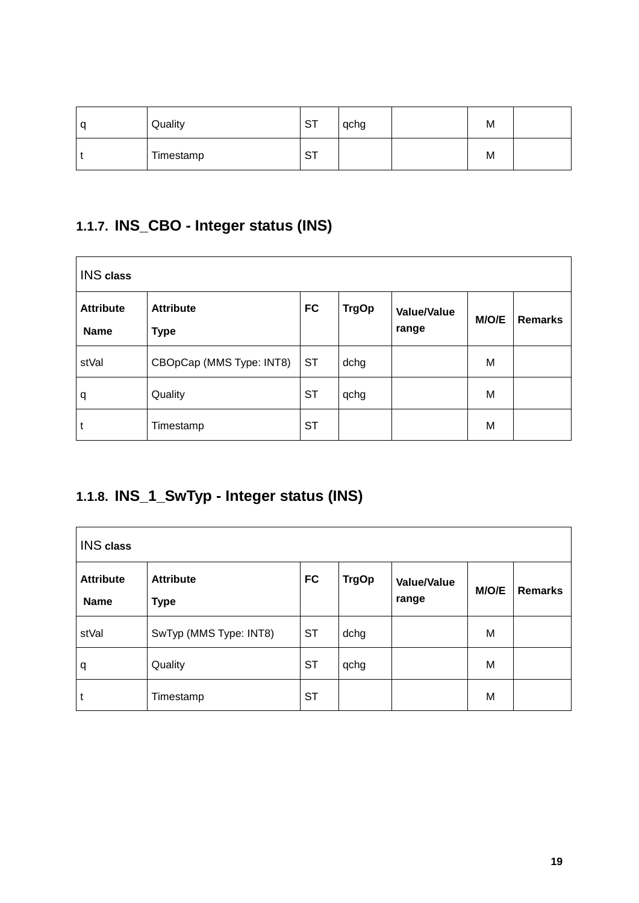| q | Quality | ST | qchg | | M | |
|---|---|---|---|---|---|---|
| t | Timestamp | ST | | | M | |

### 1.1.7. INS_CBO - Integer status (INS)

| INS **class** | | | | | | |
|---|---|---|---|---|---|---|
| **Attribute Name** | **Attribute Type** | **FC** | **TrgOp** | **Value/Value range** | **M/O/E** | **Remarks** |
| stVal | CBOpCap (MMS Type: INT8) | ST | dchg | | M | |
| q | Quality | ST | qchg | | M | |
| t | Timestamp | ST | | | M | |

### 1.1.8. INS_1_SwTyp - Integer status (INS)

| INS **class** | | | | | | |
|---|---|---|---|---|---|---|
| **Attribute Name** | **Attribute Type** | **FC** | **TrgOp** | **Value/Value range** | **M/O/E** | **Remarks** |
| stVal | SwTyp (MMS Type: INT8) | ST | dchg | | M | |
| q | Quality | ST | qchg | | M | |
| t | Timestamp | ST | | | M | |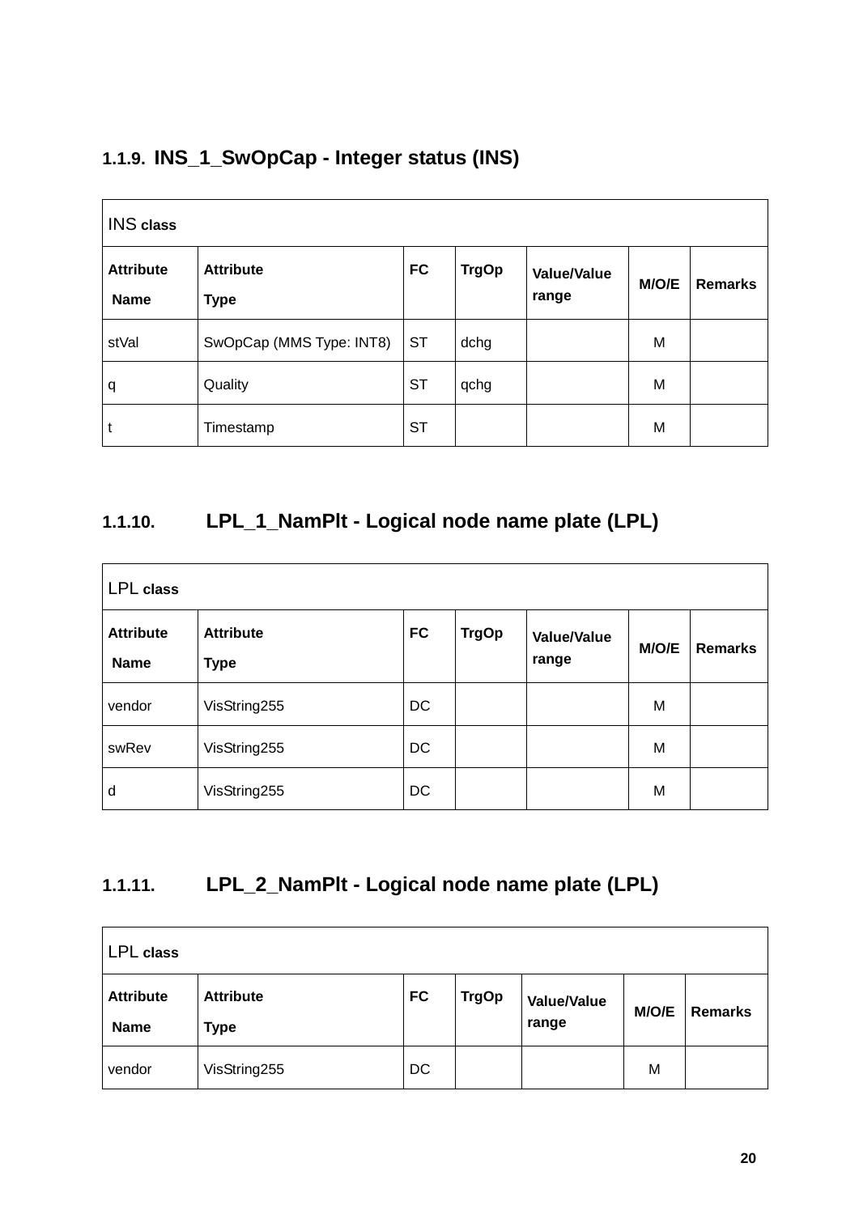### 1.1.9. INS_1_SwOpCap - Integer status (INS)

| INS **class** | | | | | | |
|---|---|---|---|---|---|---|
| **Attribute Name** | **Attribute Type** | **FC** | **TrgOp** | **Value/Value range** | **M/O/E** | **Remarks** |
| stVal | SwOpCap (MMS Type: INT8) | ST | dchg | | M | |
| q | Quality | ST | qchg | | M | |
| t | Timestamp | ST | | | M | |

### 1.1.10. LPL_1_NamPlt - Logical node name plate (LPL)

| LPL **class** | | | | | | |
|---|---|---|---|---|---|---|
| **Attribute Name** | **Attribute Type** | **FC** | **TrgOp** | **Value/Value range** | **M/O/E** | **Remarks** |
| vendor | VisString255 | DC | | | M | |
| swRev | VisString255 | DC | | | M | |
| d | VisString255 | DC | | | M | |

### 1.1.11. LPL_2_NamPlt - Logical node name plate (LPL)

| LPL **class** | | | | | | |
|---|---|---|---|---|---|---|
| **Attribute Name** | **Attribute Type** | **FC** | **TrgOp** | **Value/Value range** | **M/O/E** | **Remarks** |
| vendor | VisString255 | DC | | | M | |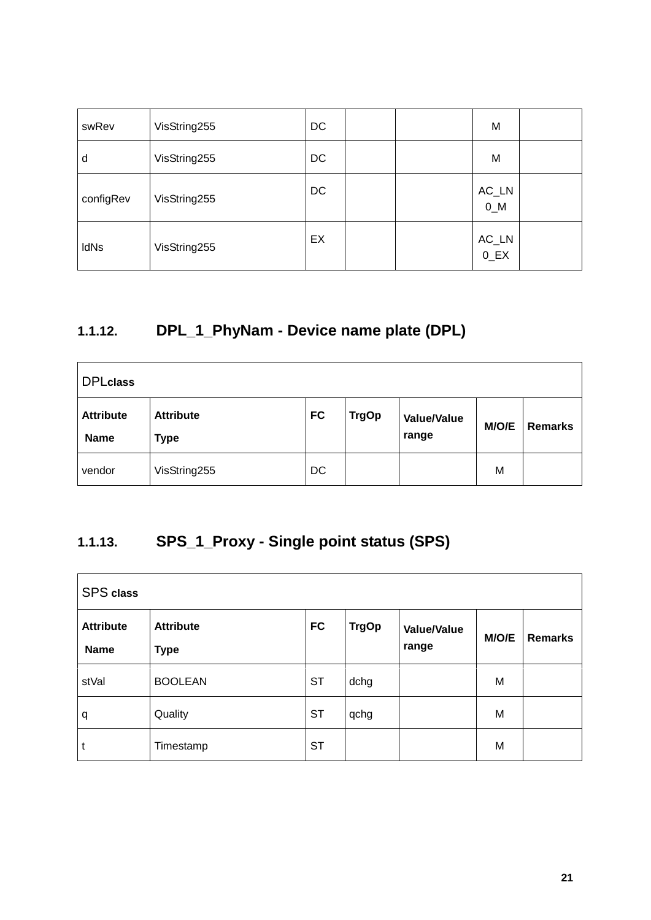| swRev | VisString255 | DC | | | M | |
|---|---|---|---|---|---|---|
| d | VisString255 | DC | | | M | |
| configRev | VisString255 | DC | | | AC_LN0_M | |
| ldNs | VisString255 | EX | | | AC_LN0_EX | |

### 1.1.12. DPL_1_PhyNam - Device name plate (DPL)

| DPL**class** | | | | | | |
|---|---|---|---|---|---|---|
| **Attribute Name** | **Attribute Type** | **FC** | **TrgOp** | **Value/Value range** | **M/O/E** | **Remarks** |
| vendor | VisString255 | DC | | | M | |

### 1.1.13. SPS_1_Proxy - Single point status (SPS)

| SPS **class** | | | | | | |
|---|---|---|---|---|---|---|
| **Attribute Name** | **Attribute Type** | **FC** | **TrgOp** | **Value/Value range** | **M/O/E** | **Remarks** |
| stVal | BOOLEAN | ST | dchg | | M | |
| q | Quality | ST | qchg | | M | |
| t | Timestamp | ST | | | M | |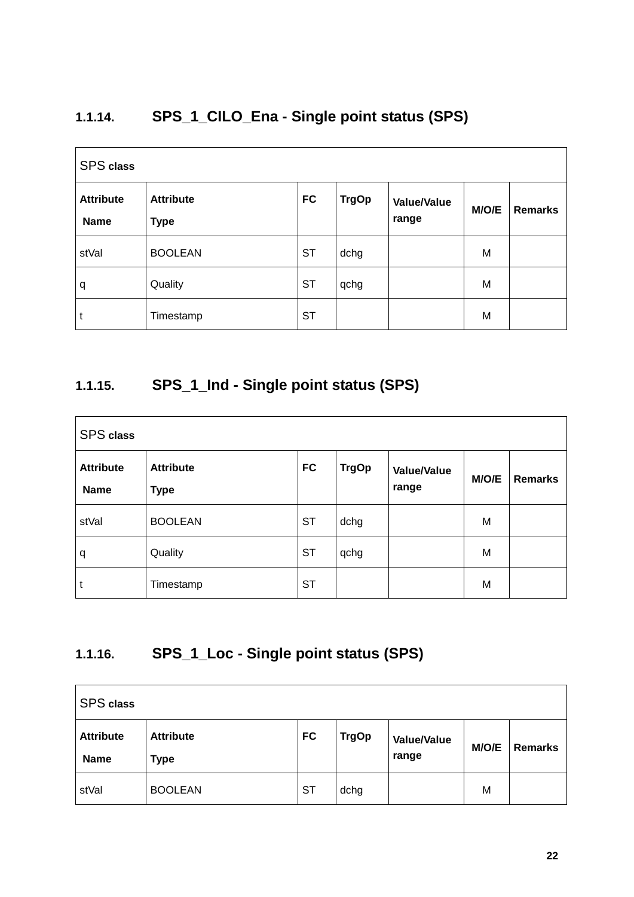### 1.1.14. SPS_1_CILO_Ena - Single point status (SPS)

| SPS **class** | | | | | | |
|---|---|---|---|---|---|---|
| **Attribute Name** | **Attribute Type** | **FC** | **TrgOp** | **Value/Value range** | **M/O/E** | **Remarks** |
| stVal | BOOLEAN | ST | dchg | | M | |
| q | Quality | ST | qchg | | M | |
| t | Timestamp | ST | | | M | |

### 1.1.15. SPS_1_Ind - Single point status (SPS)

| SPS **class** | | | | | | |
|---|---|---|---|---|---|---|
| **Attribute Name** | **Attribute Type** | **FC** | **TrgOp** | **Value/Value range** | **M/O/E** | **Remarks** |
| stVal | BOOLEAN | ST | dchg | | M | |
| q | Quality | ST | qchg | | M | |
| t | Timestamp | ST | | | M | |

### 1.1.16. SPS_1_Loc - Single point status (SPS)

| SPS **class** | | | | | | |
|---|---|---|---|---|---|---|
| **Attribute Name** | **Attribute Type** | **FC** | **TrgOp** | **Value/Value range** | **M/O/E** | **Remarks** |
| stVal | BOOLEAN | ST | dchg | | M | |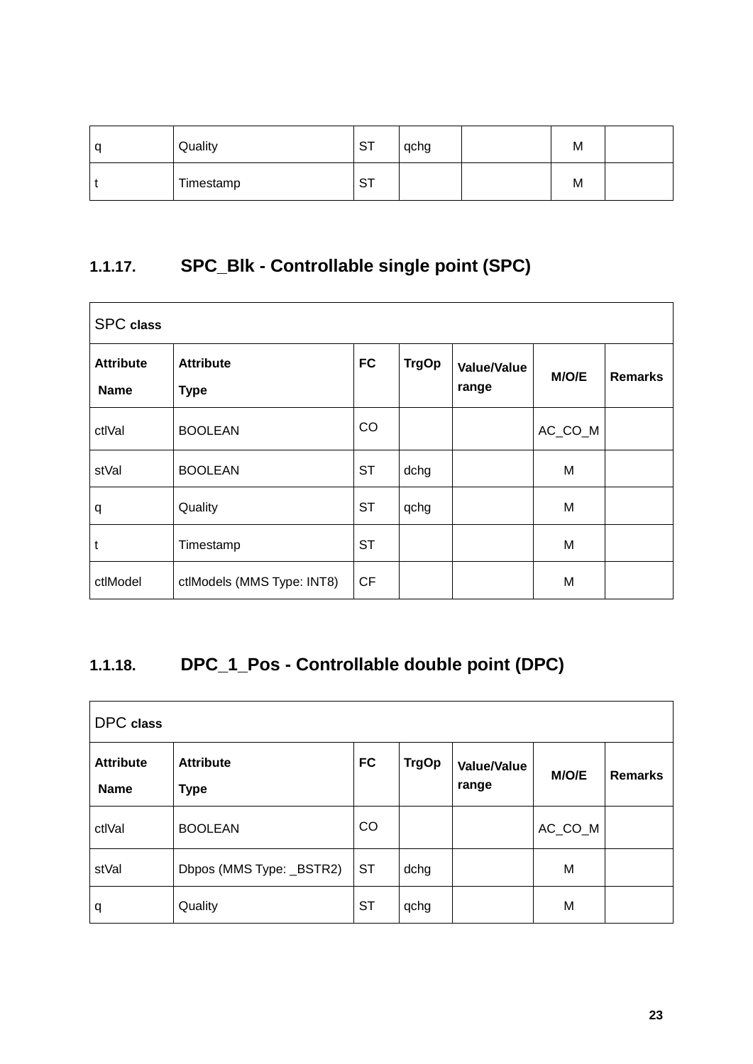| | | | | | | |
|---|---|---|---|---|---|---|
| q | Quality | ST | qchg | | M | |
| t | Timestamp | ST | | | M | |

### 1.1.17. SPC_Blk - Controllable single point (SPC)

| SPC **class** | | | | | | |
|---|---|---|---|---|---|---|
| **Attribute Name** | **Attribute Type** | **FC** | **TrgOp** | **Value/Value range** | **M/O/E** | **Remarks** |
| ctlVal | BOOLEAN | CO | | | AC_CO_M | |
| stVal | BOOLEAN | ST | dchg | | M | |
| q | Quality | ST | qchg | | M | |
| t | Timestamp | ST | | | M | |
| ctlModel | ctlModels (MMS Type: INT8) | CF | | | M | |

### 1.1.18. DPC_1_Pos - Controllable double point (DPC)

| DPC **class** | | | | | | |
|---|---|---|---|---|---|---|
| **Attribute Name** | **Attribute Type** | **FC** | **TrgOp** | **Value/Value range** | **M/O/E** | **Remarks** |
| ctlVal | BOOLEAN | CO | | | AC_CO_M | |
| stVal | Dbpos (MMS Type: _BSTR2) | ST | dchg | | M | |
| q | Quality | ST | qchg | | M | |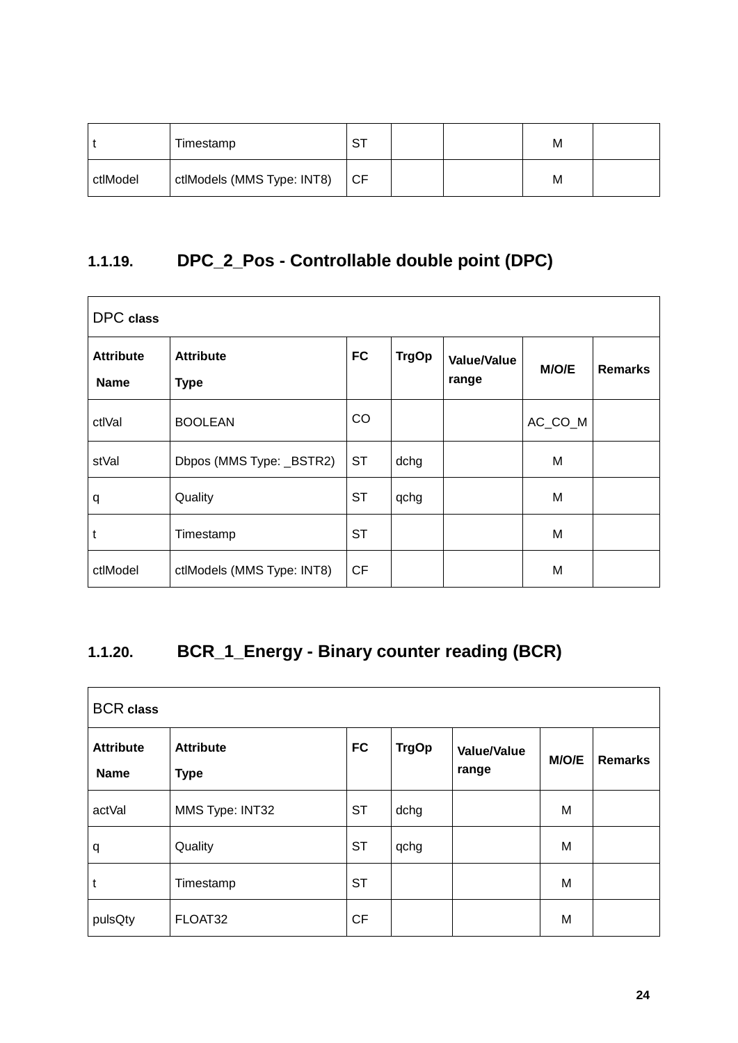| t | Timestamp | ST | | | M | |
|---|---|---|---|---|---|---|
| ctlModel | ctlModels (MMS Type: INT8) | CF | | | M | |

### 1.1.19. DPC_2_Pos - Controllable double point (DPC)

| DPC **class** | | | | | | |
|---|---|---|---|---|---|---|
| **Attribute Name** | **Attribute Type** | **FC** | **TrgOp** | **Value/Value range** | **M/O/E** | **Remarks** |
| ctlVal | BOOLEAN | CO | | | AC_CO_M | |
| stVal | Dbpos (MMS Type: _BSTR2) | ST | dchg | | M | |
| q | Quality | ST | qchg | | M | |
| t | Timestamp | ST | | | M | |
| ctlModel | ctlModels (MMS Type: INT8) | CF | | | M | |

### 1.1.20. BCR_1_Energy - Binary counter reading (BCR)

| BCR **class** | | | | | | |
|---|---|---|---|---|---|---|
| **Attribute Name** | **Attribute Type** | **FC** | **TrgOp** | **Value/Value range** | **M/O/E** | **Remarks** |
| actVal | MMS Type: INT32 | ST | dchg | | M | |
| q | Quality | ST | qchg | | M | |
| t | Timestamp | ST | | | M | |
| pulsQty | FLOAT32 | CF | | | M | |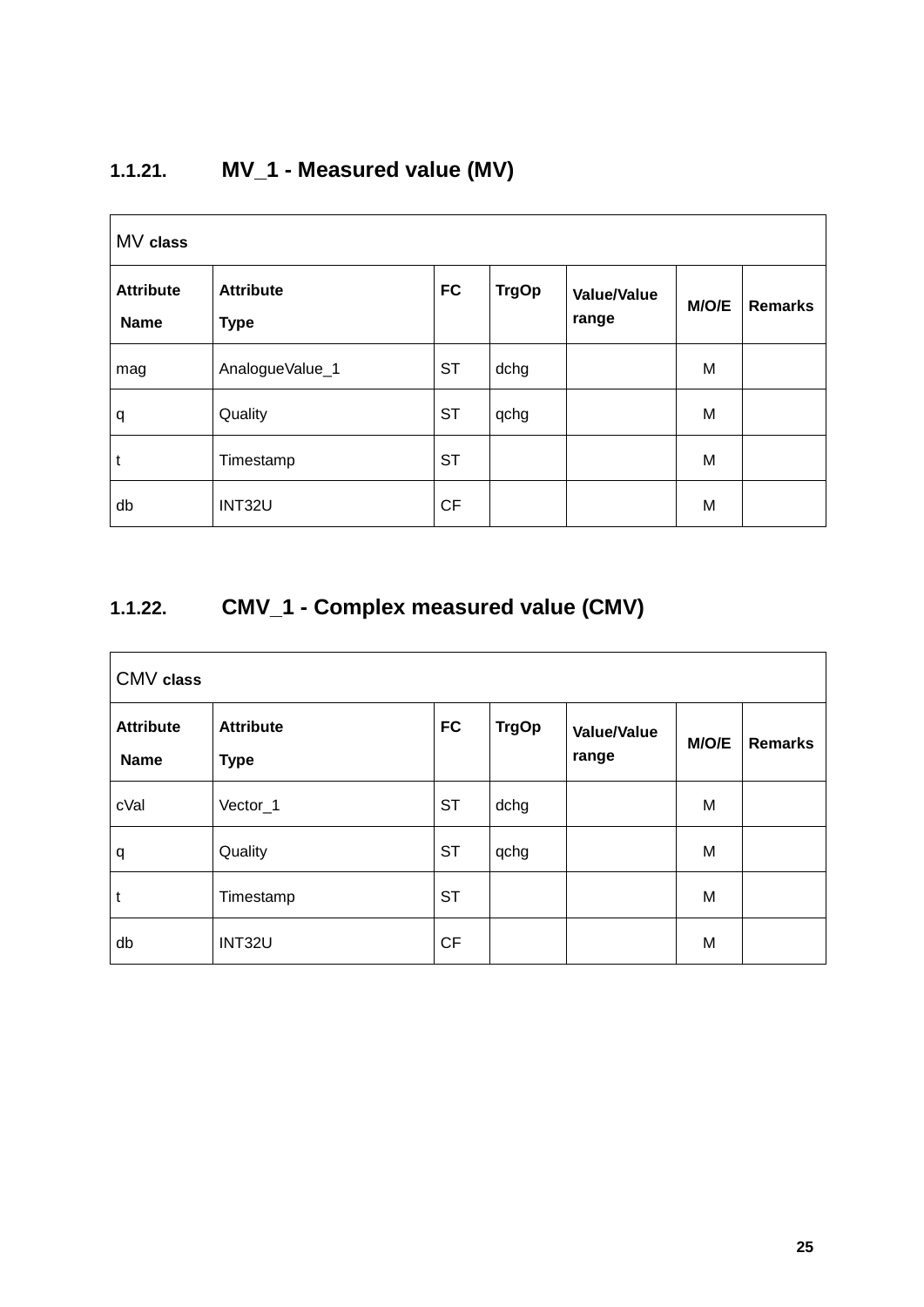### 1.1.21. MV_1 - Measured value (MV)

| MV class | | | | | | |
|---|---|---|---|---|---|---|
| **Attribute Name** | **Attribute Type** | **FC** | **TrgOp** | **Value/Value range** | **M/O/E** | **Remarks** |
| mag | AnalogueValue_1 | ST | dchg | | M | |
| q | Quality | ST | qchg | | M | |
| t | Timestamp | ST | | | M | |
| db | INT32U | CF | | | M | |

### 1.1.22. CMV_1 - Complex measured value (CMV)

| CMV class | | | | | | |
|---|---|---|---|---|---|---|
| **Attribute Name** | **Attribute Type** | **FC** | **TrgOp** | **Value/Value range** | **M/O/E** | **Remarks** |
| cVal | Vector_1 | ST | dchg | | M | |
| q | Quality | ST | qchg | | M | |
| t | Timestamp | ST | | | M | |
| db | INT32U | CF | | | M | |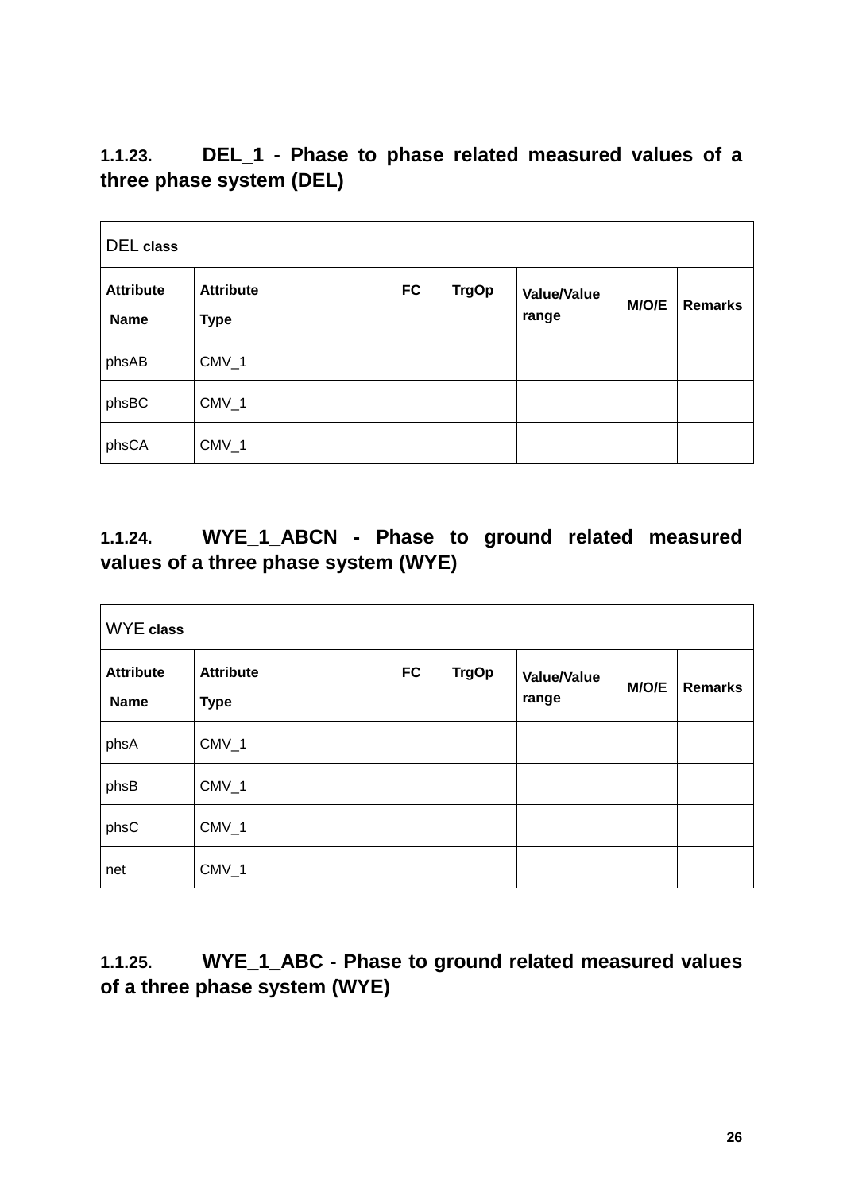### 1.1.23. DEL_1 - Phase to phase related measured values of a three phase system (DEL)

| DEL **class** | | | | | | |
|---|---|---|---|---|---|---|
| **Attribute Name** | **Attribute Type** | **FC** | **TrgOp** | **Value/Value range** | **M/O/E** | **Remarks** |
| phsAB | CMV_1 | | | | | |
| phsBC | CMV_1 | | | | | |
| phsCA | CMV_1 | | | | | |

### 1.1.24. WYE_1_ABCN - Phase to ground related measured values of a three phase system (WYE)

| WYE **class** | | | | | | |
|---|---|---|---|---|---|---|
| **Attribute Name** | **Attribute Type** | **FC** | **TrgOp** | **Value/Value range** | **M/O/E** | **Remarks** |
| phsA | CMV_1 | | | | | |
| phsB | CMV_1 | | | | | |
| phsC | CMV_1 | | | | | |
| net | CMV_1 | | | | | |

### 1.1.25. WYE_1_ABC - Phase to ground related measured values of a three phase system (WYE)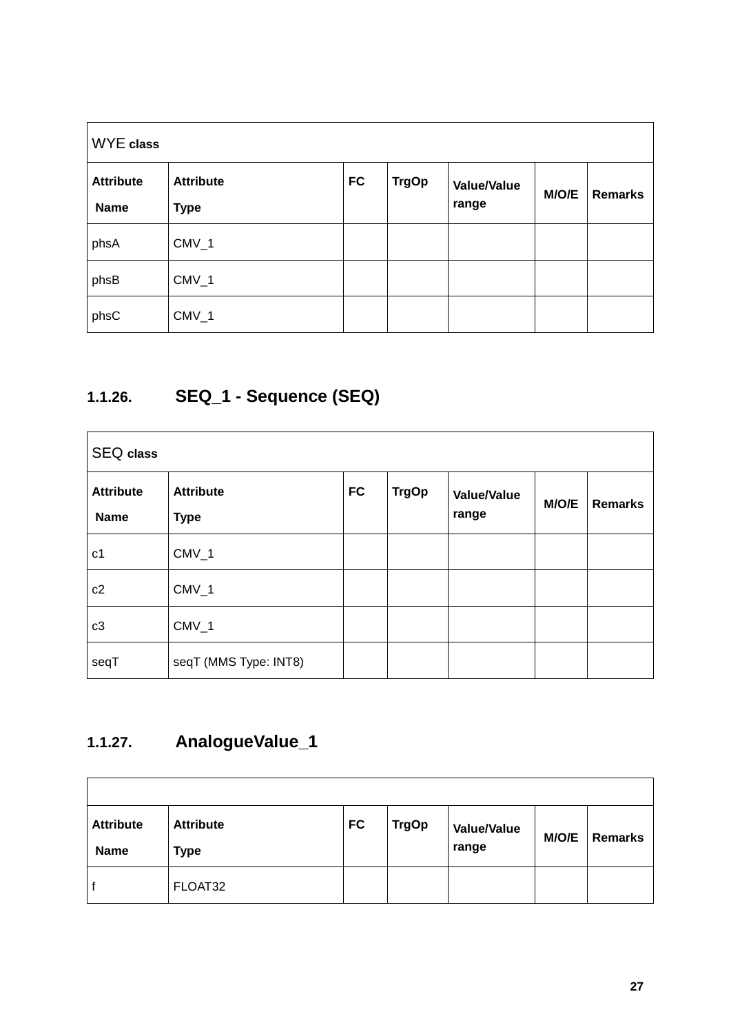| WYE class | | | | | | |
|---|---|---|---|---|---|---|
| **Attribute Name** | **Attribute Type** | **FC** | **TrgOp** | **Value/Value range** | **M/O/E** | **Remarks** |
| phsA | CMV_1 | | | | | |
| phsB | CMV_1 | | | | | |
| phsC | CMV_1 | | | | | |

### 1.1.26. SEQ_1 - Sequence (SEQ)

| SEQ class | | | | | | |
|---|---|---|---|---|---|---|
| **Attribute Name** | **Attribute Type** | **FC** | **TrgOp** | **Value/Value range** | **M/O/E** | **Remarks** |
| c1 | CMV_1 | | | | | |
| c2 | CMV_1 | | | | | |
| c3 | CMV_1 | | | | | |
| seqT | seqT (MMS Type: INT8) | | | | | |

### 1.1.27. AnalogueValue_1

| | | | | | | |
|---|---|---|---|---|---|---|
| **Attribute Name** | **Attribute Type** | **FC** | **TrgOp** | **Value/Value range** | **M/O/E** | **Remarks** |
| f | FLOAT32 | | | | | |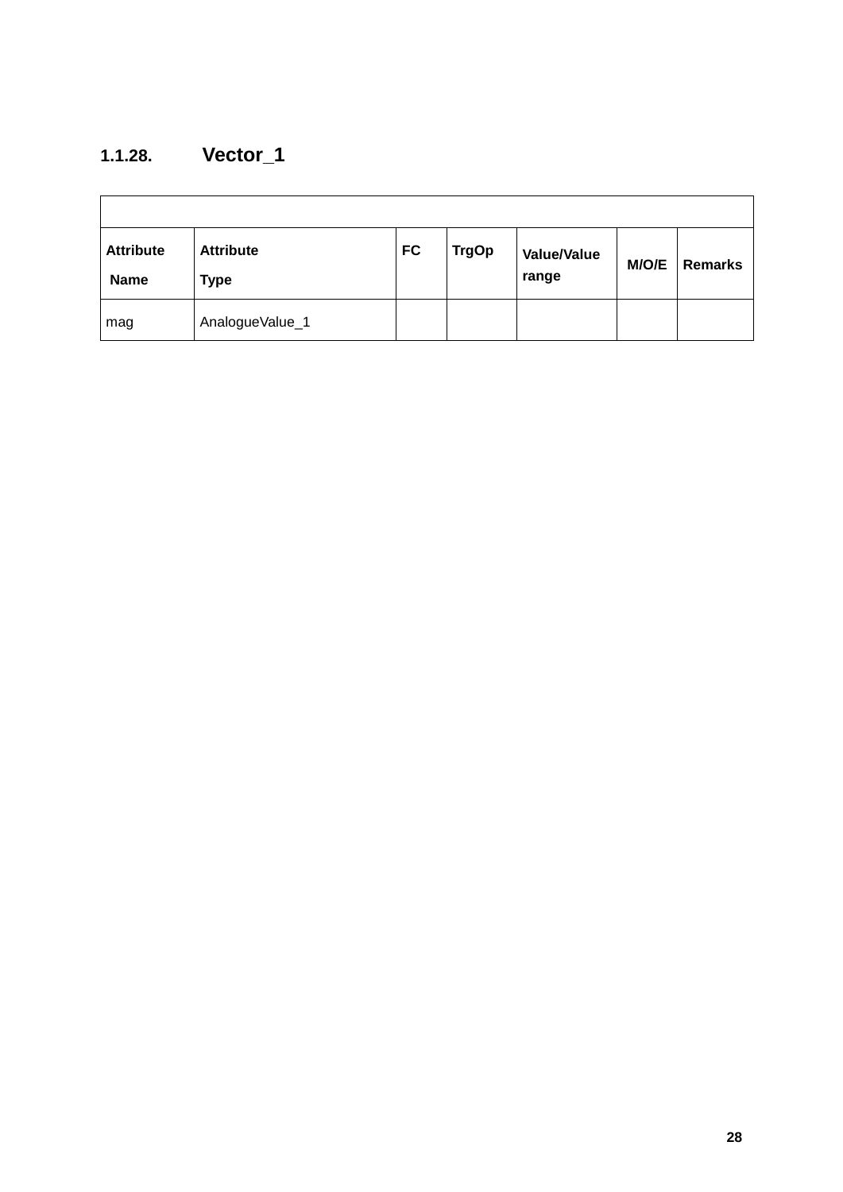### 1.1.28. Vector_1

| | | | | | | |
|---|---|---|---|---|---|---|
| **Attribute Name** | **Attribute Type** | **FC** | **TrgOp** | **Value/Value range** | **M/O/E** | **Remarks** |
| mag | AnalogueValue_1 | | | | | |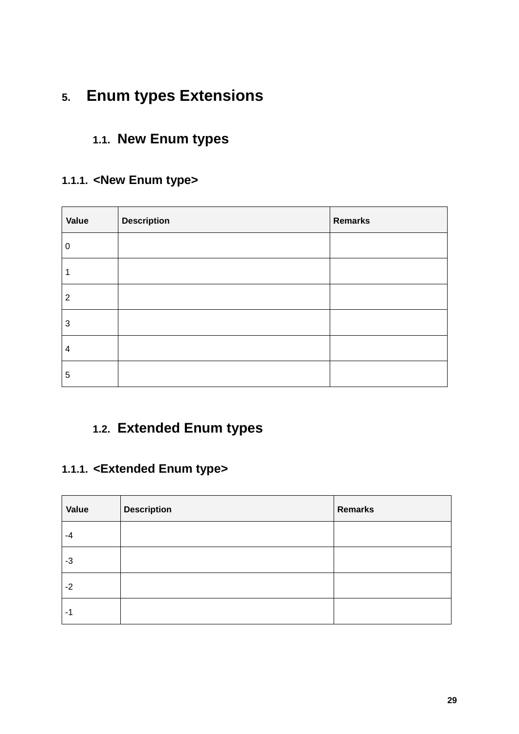# 5. Enum types Extensions

## 1.1. New Enum types

### 1.1.1. <New Enum type>

| Value | Description | Remarks |
| --- | --- | --- |
| 0 | | |
| 1 | | |
| 2 | | |
| 3 | | |
| 4 | | |
| 5 | | |

## 1.2. Extended Enum types

### 1.1.1. <Extended Enum type>

| Value | Description | Remarks |
| --- | --- | --- |
| -4 | | |
| -3 | | |
| -2 | | |
| -1 | | |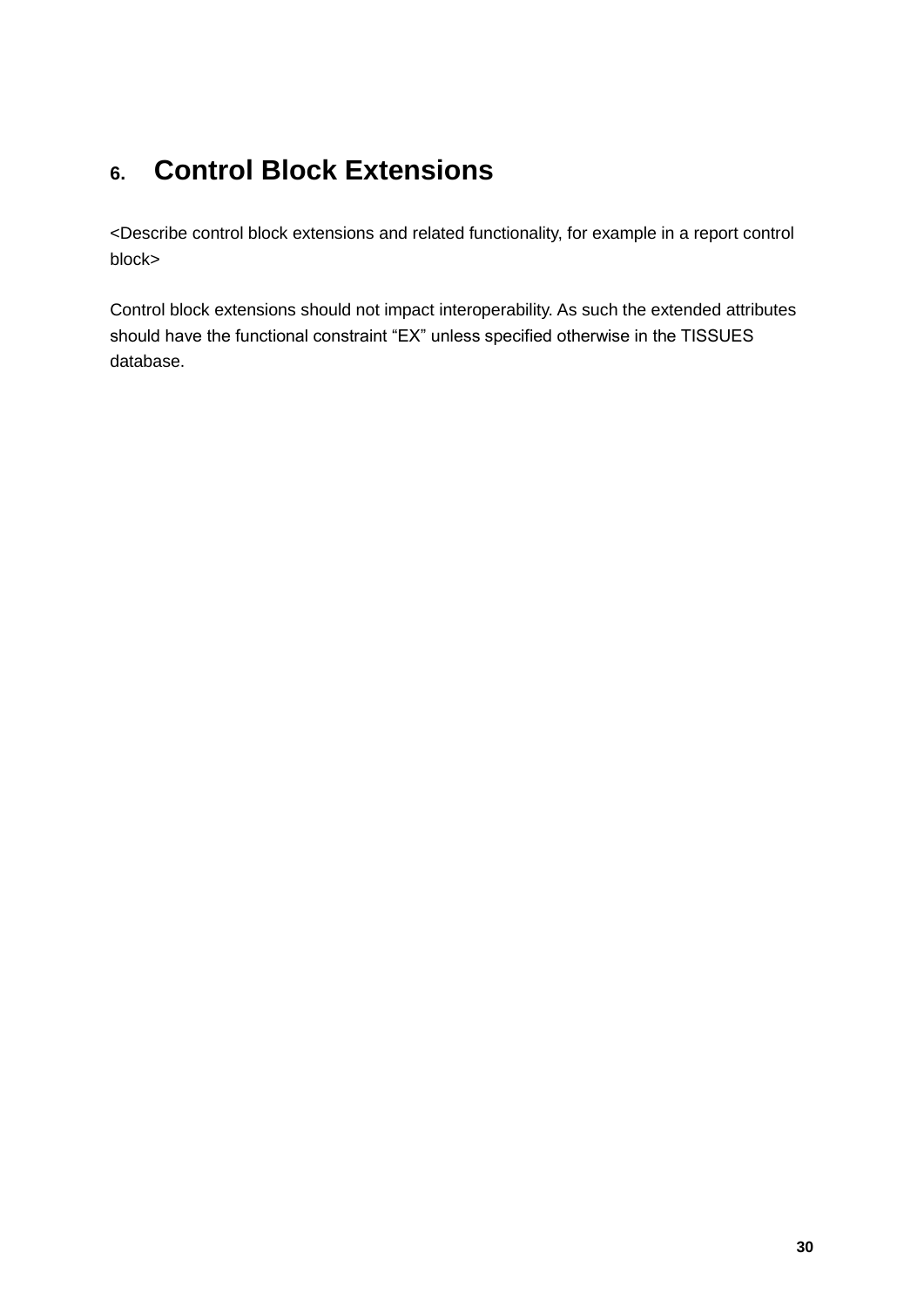# 6. Control Block Extensions

<Describe control block extensions and related functionality, for example in a report control block>

Control block extensions should not impact interoperability. As such the extended attributes should have the functional constraint “EX” unless specified otherwise in the TISSUES database.